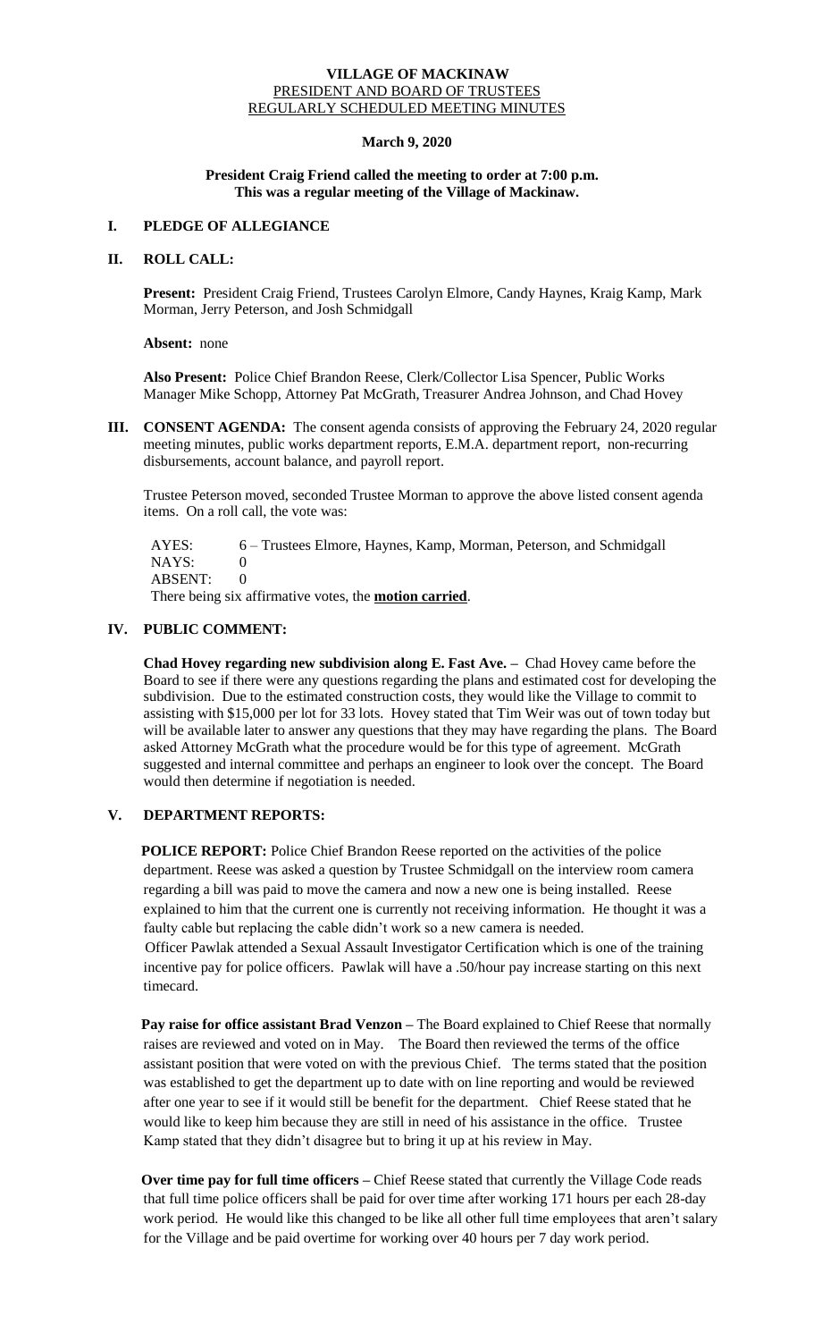# VILLAGE OF MACKINAW
## PRESIDENT AND BOARD OF TRUSTEES
## REGULARLY SCHEDULED MEETING MINUTES

**March 9, 2020**

**President Craig Friend called the meeting to order at 7:00 p.m.**
**This was a regular meeting of the Village of Mackinaw.**

## I. PLEDGE OF ALLEGIANCE

## II. ROLL CALL:

**Present:** President Craig Friend, Trustees Carolyn Elmore, Candy Haynes, Kraig Kamp, Mark Morman, Jerry Peterson, and Josh Schmidgall

**Absent:** none

**Also Present:** Police Chief Brandon Reese, Clerk/Collector Lisa Spencer, Public Works Manager Mike Schopp, Attorney Pat McGrath, Treasurer Andrea Johnson, and Chad Hovey

## III. CONSENT AGENDA:

The consent agenda consists of approving the February 24, 2020 regular meeting minutes, public works department reports, E.M.A. department report, non-recurring disbursements, account balance, and payroll report.

Trustee Peterson moved, seconded Trustee Morman to approve the above listed consent agenda items. On a roll call, the vote was:

AYES: 6 – Trustees Elmore, Haynes, Kamp, Morman, Peterson, and Schmidgall
NAYS: 0
ABSENT: 0
There being six affirmative votes, the **motion carried**.

## IV. PUBLIC COMMENT:

**Chad Hovey regarding new subdivision along E. Fast Ave. –** Chad Hovey came before the Board to see if there were any questions regarding the plans and estimated cost for developing the subdivision. Due to the estimated construction costs, they would like the Village to commit to assisting with $15,000 per lot for 33 lots. Hovey stated that Tim Weir was out of town today but will be available later to answer any questions that they may have regarding the plans. The Board asked Attorney McGrath what the procedure would be for this type of agreement. McGrath suggested and internal committee and perhaps an engineer to look over the concept. The Board would then determine if negotiation is needed.

## V. DEPARTMENT REPORTS:

**POLICE REPORT:** Police Chief Brandon Reese reported on the activities of the police department. Reese was asked a question by Trustee Schmidgall on the interview room camera regarding a bill was paid to move the camera and now a new one is being installed. Reese explained to him that the current one is currently not receiving information. He thought it was a faulty cable but replacing the cable didn't work so a new camera is needed.

Officer Pawlak attended a Sexual Assault Investigator Certification which is one of the training incentive pay for police officers. Pawlak will have a .50/hour pay increase starting on this next timecard.

**Pay raise for office assistant Brad Venzon –** The Board explained to Chief Reese that normally raises are reviewed and voted on in May. The Board then reviewed the terms of the office assistant position that were voted on with the previous Chief. The terms stated that the position was established to get the department up to date with on line reporting and would be reviewed after one year to see if it would still be benefit for the department. Chief Reese stated that he would like to keep him because they are still in need of his assistance in the office. Trustee Kamp stated that they didn't disagree but to bring it up at his review in May.

**Over time pay for full time officers –** Chief Reese stated that currently the Village Code reads that full time police officers shall be paid for over time after working 171 hours per each 28-day work period. He would like this changed to be like all other full time employees that aren't salary for the Village and be paid overtime for working over 40 hours per 7 day work period.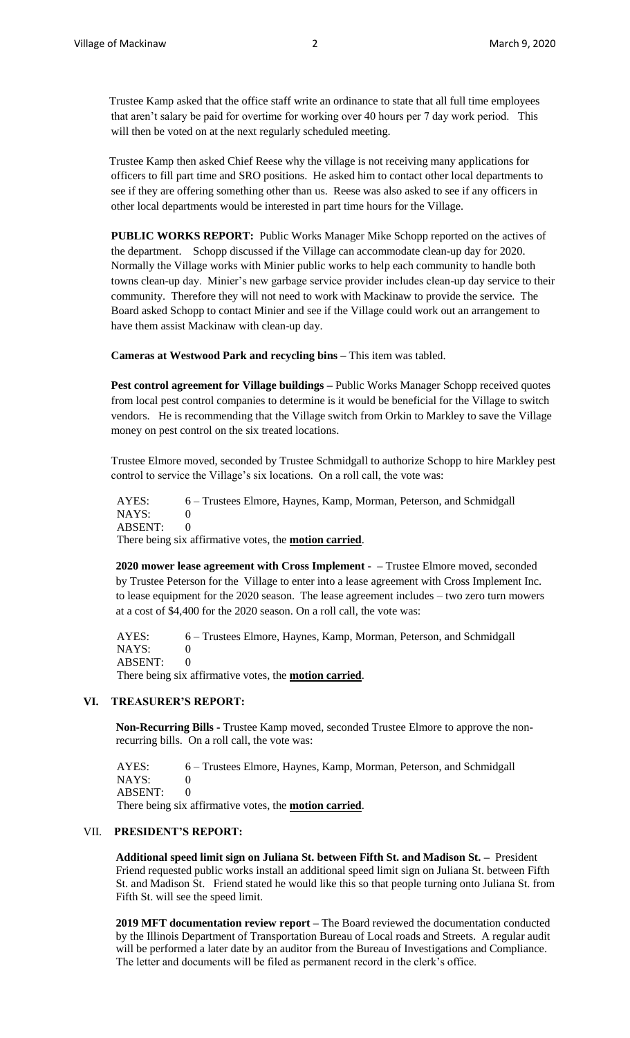Trustee Kamp asked that the office staff write an ordinance to state that all full time employees that aren't salary be paid for overtime for working over 40 hours per 7 day work period. This will then be voted on at the next regularly scheduled meeting.

Trustee Kamp then asked Chief Reese why the village is not receiving many applications for officers to fill part time and SRO positions. He asked him to contact other local departments to see if they are offering something other than us. Reese was also asked to see if any officers in other local departments would be interested in part time hours for the Village.

**PUBLIC WORKS REPORT:** Public Works Manager Mike Schopp reported on the actives of the department. Schopp discussed if the Village can accommodate clean-up day for 2020. Normally the Village works with Minier public works to help each community to handle both towns clean-up day. Minier's new garbage service provider includes clean-up day service to their community. Therefore they will not need to work with Mackinaw to provide the service. The Board asked Schopp to contact Minier and see if the Village could work out an arrangement to have them assist Mackinaw with clean-up day.

**Cameras at Westwood Park and recycling bins –** This item was tabled.

**Pest control agreement for Village buildings –** Public Works Manager Schopp received quotes from local pest control companies to determine is it would be beneficial for the Village to switch vendors. He is recommending that the Village switch from Orkin to Markley to save the Village money on pest control on the six treated locations.

Trustee Elmore moved, seconded by Trustee Schmidgall to authorize Schopp to hire Markley pest control to service the Village's six locations. On a roll call, the vote was:

AYES: 6 – Trustees Elmore, Haynes, Kamp, Morman, Peterson, and Schmidgall
NAYS: 0
ABSENT: 0
There being six affirmative votes, the **motion carried**.

**2020 mower lease agreement with Cross Implement - –** Trustee Elmore moved, seconded by Trustee Peterson for the Village to enter into a lease agreement with Cross Implement Inc. to lease equipment for the 2020 season. The lease agreement includes – two zero turn mowers at a cost of $4,400 for the 2020 season. On a roll call, the vote was:

AYES: 6 – Trustees Elmore, Haynes, Kamp, Morman, Peterson, and Schmidgall
NAYS: 0
ABSENT: 0
There being six affirmative votes, the **motion carried**.

## VI. TREASURER'S REPORT:

**Non-Recurring Bills -** Trustee Kamp moved, seconded Trustee Elmore to approve the non-recurring bills. On a roll call, the vote was:

AYES: 6 – Trustees Elmore, Haynes, Kamp, Morman, Peterson, and Schmidgall
NAYS: 0
ABSENT: 0
There being six affirmative votes, the **motion carried**.

## VII. PRESIDENT'S REPORT:

**Additional speed limit sign on Juliana St. between Fifth St. and Madison St. –** President Friend requested public works install an additional speed limit sign on Juliana St. between Fifth St. and Madison St. Friend stated he would like this so that people turning onto Juliana St. from Fifth St. will see the speed limit.

**2019 MFT documentation review report –** The Board reviewed the documentation conducted by the Illinois Department of Transportation Bureau of Local roads and Streets. A regular audit will be performed a later date by an auditor from the Bureau of Investigations and Compliance. The letter and documents will be filed as permanent record in the clerk's office.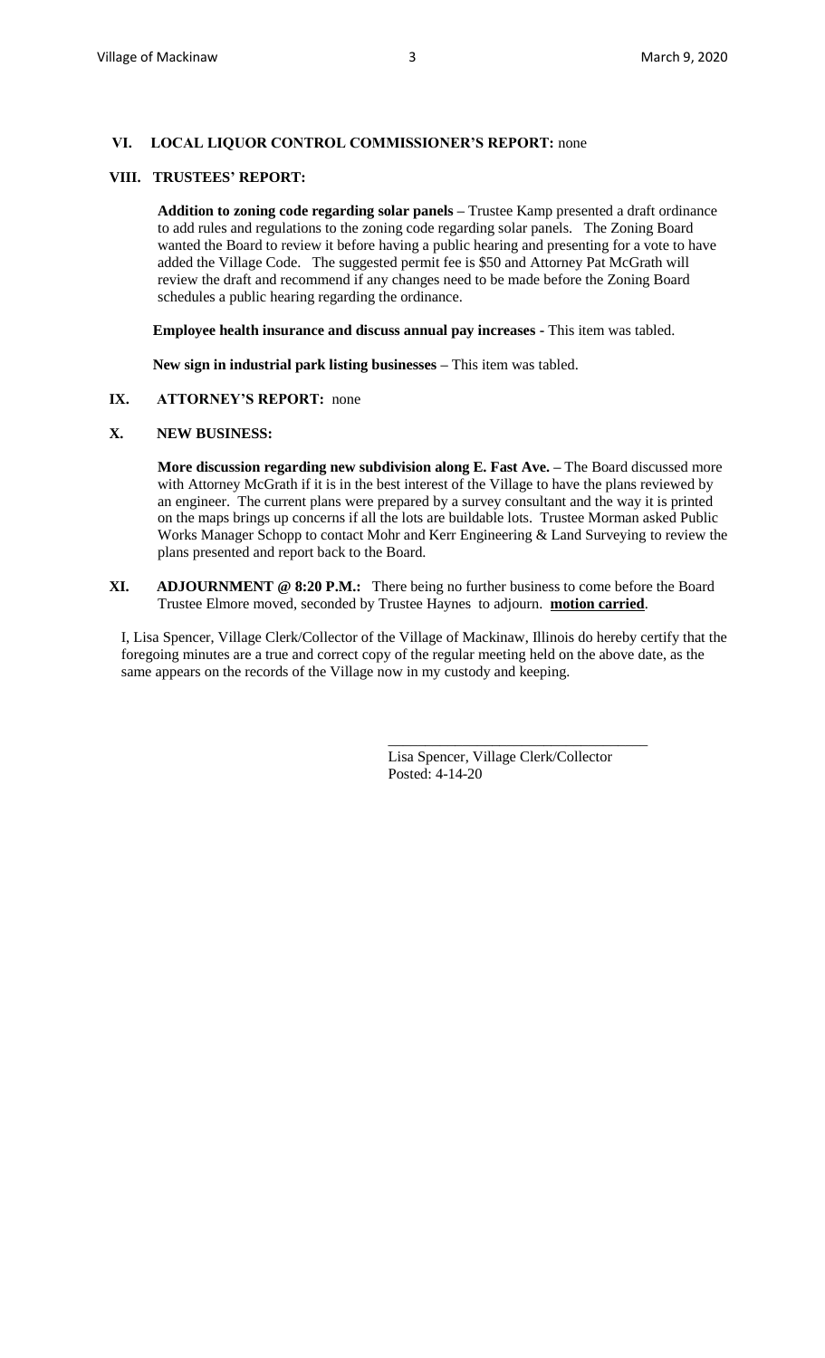**VI. LOCAL LIQUOR CONTROL COMMISSIONER'S REPORT:** none

**VIII. TRUSTEES' REPORT:**

**Addition to zoning code regarding solar panels –** Trustee Kamp presented a draft ordinance to add rules and regulations to the zoning code regarding solar panels. The Zoning Board wanted the Board to review it before having a public hearing and presenting for a vote to have added the Village Code. The suggested permit fee is $50 and Attorney Pat McGrath will review the draft and recommend if any changes need to be made before the Zoning Board schedules a public hearing regarding the ordinance.

**Employee health insurance and discuss annual pay increases -** This item was tabled.

**New sign in industrial park listing businesses –** This item was tabled.

**IX. ATTORNEY'S REPORT:** none

**X. NEW BUSINESS:**

**More discussion regarding new subdivision along E. Fast Ave. –** The Board discussed more with Attorney McGrath if it is in the best interest of the Village to have the plans reviewed by an engineer. The current plans were prepared by a survey consultant and the way it is printed on the maps brings up concerns if all the lots are buildable lots. Trustee Morman asked Public Works Manager Schopp to contact Mohr and Kerr Engineering & Land Surveying to review the plans presented and report back to the Board.

**XI. ADJOURNMENT @ 8:20 P.M.:** There being no further business to come before the Board Trustee Elmore moved, seconded by Trustee Haynes to adjourn. **motion carried**.

I, Lisa Spencer, Village Clerk/Collector of the Village of Mackinaw, Illinois do hereby certify that the foregoing minutes are a true and correct copy of the regular meeting held on the above date, as the same appears on the records of the Village now in my custody and keeping.

\_\_\_\_\_\_\_\_\_\_\_\_\_\_\_\_\_\_\_\_\_\_\_\_\_\_\_\_\_\_\_\_\_\_

Lisa Spencer, Village Clerk/Collector

Posted: 4-14-20